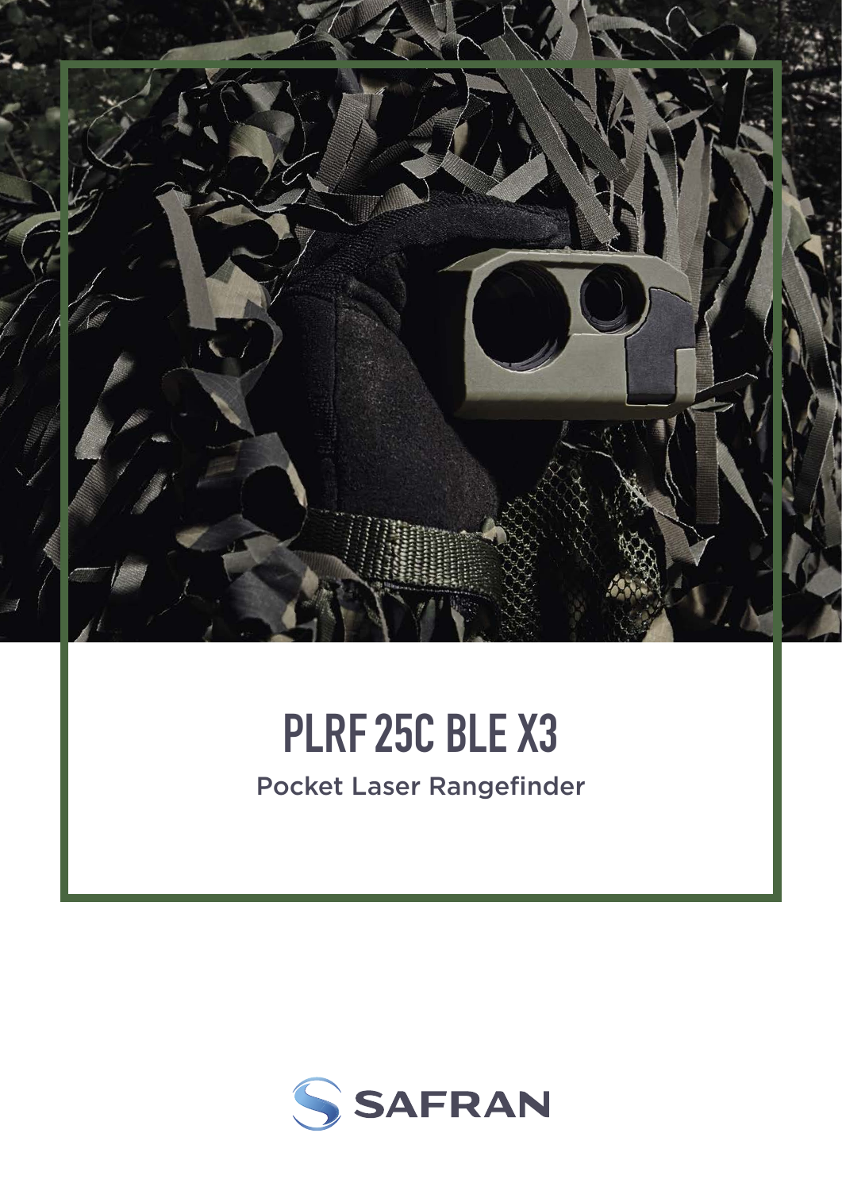# PLRF 25C BLE X3

Pocket Laser Rangefinder

SAFRAN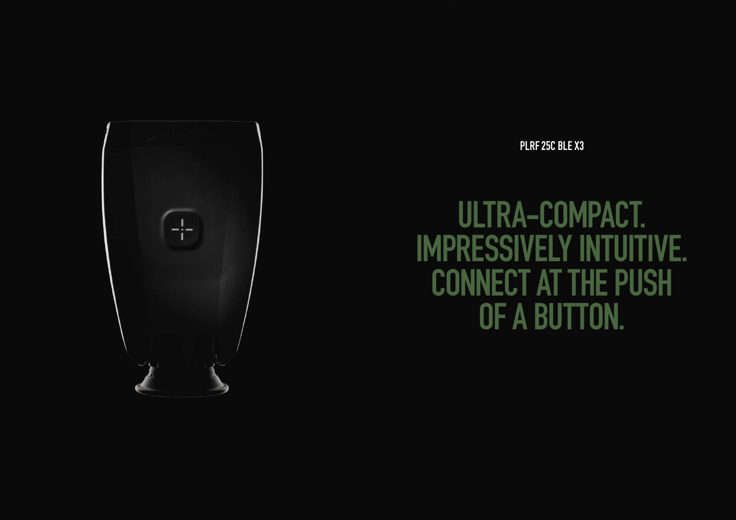PLRF 25C BLE X3

# ULTRA-COMPACT. IMPRESSIVELY INTUITIVE. CONNECT AT THE PUSH OF A BUTTON.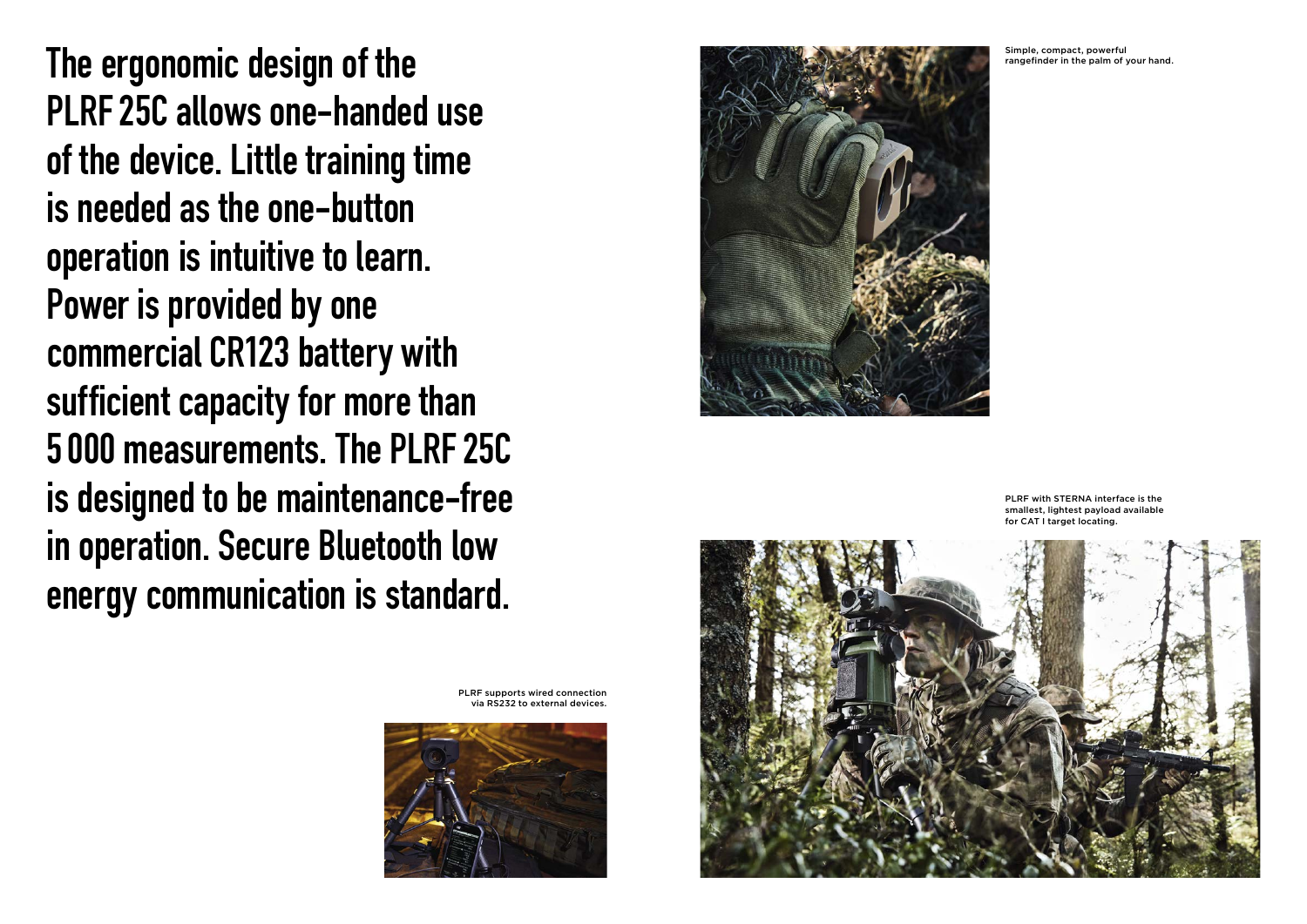The ergonomic design of the PLRF 25C allows one-handed use of the device. Little training time is needed as the one-button operation is intuitive to learn. Power is provided by one commercial CR123 battery with sufficient capacity for more than 5 000 measurements. The PLRF 25C is designed to be maintenance-free in operation. Secure Bluetooth low energy communication is standard.

Simple, compact, powerful rangefinder in the palm of your hand.

PLRF with STERNA interface is the smallest, lightest payload available for CAT I target locating.

PLRF supports wired connection via RS232 to external devices.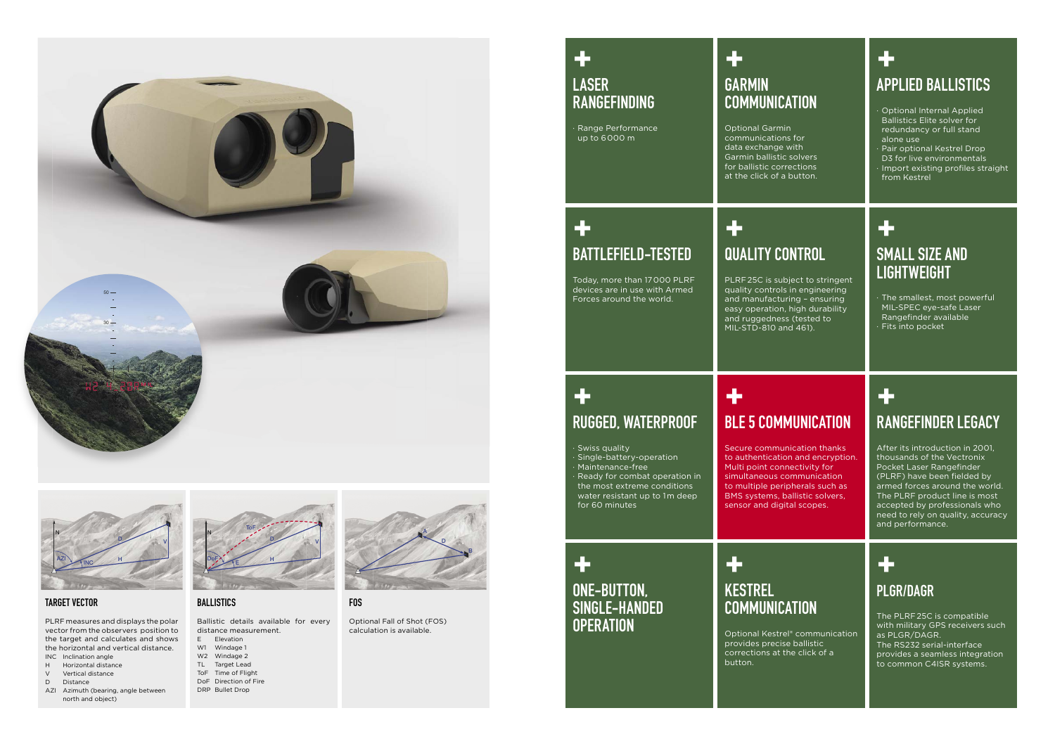## TARGET VECTOR

PLRF measures and displays the polar vector from the observers position to the target and calculates and shows the horizontal and vertical distance.

- INC Inclination angle
- H Horizontal distance
- V Vertical distance
- D Distance
- AZI Azimuth (bearing, angle between north and object)

## BALLISTICS

Ballistic details available for every distance measurement.

- E Elevation
- W1 Windage 1
- W2 Windage 2
- TL Target Lead
- ToF Time of Flight
- DoF Direction of Fire
- DRP Bullet Drop

## FOS

Optional Fall of Shot (FOS) calculation is available.

## LASER RANGEFINDING

- Range Performance up to 6000 m

## GARMIN COMMUNICATION

Optional Garmin communications for data exchange with Garmin ballistic solvers for ballistic corrections at the click of a button.

## APPLIED BALLISTICS

- Optional Internal Applied Ballistics Elite solver for redundancy or full stand alone use
- Pair optional Kestrel Drop D3 for live environmentals
- Import existing profiles straight from Kestrel

## BATTLEFIELD-TESTED

Today, more than 17000 PLRF devices are in use with Armed Forces around the world.

## QUALITY CONTROL

PLRF 25C is subject to stringent quality controls in engineering and manufacturing – ensuring easy operation, high durability and ruggedness (tested to MIL-STD-810 and 461).

## SMALL SIZE AND LIGHTWEIGHT

- The smallest, most powerful MIL-SPEC eye-safe Laser Rangefinder available
- Fits into pocket

## RUGGED, WATERPROOF

- Swiss quality
- Single-battery-operation
- Maintenance-free
- Ready for combat operation in the most extreme conditions water resistant up to 1m deep for 60 minutes

## BLE 5 COMMUNICATION

Secure communication thanks to authentication and encryption. Multi point connectivity for simultaneous communication to multiple peripherals such as BMS systems, ballistic solvers, sensor and digital scopes.

## RANGEFINDER LEGACY

After its introduction in 2001, thousands of the Vectronix Pocket Laser Rangefinder (PLRF) have been fielded by armed forces around the world. The PLRF product line is most accepted by professionals who need to rely on quality, accuracy and performance.

## ONE-BUTTON, SINGLE-HANDED OPERATION

## KESTREL COMMUNICATION

Optional Kestrel® communication provides precise ballistic corrections at the click of a button.

## PLGR/DAGR

The PLRF 25C is compatible with military GPS receivers such as PLGR/DAGR.
The RS232 serial-interface provides a seamless integration to common C4ISR systems.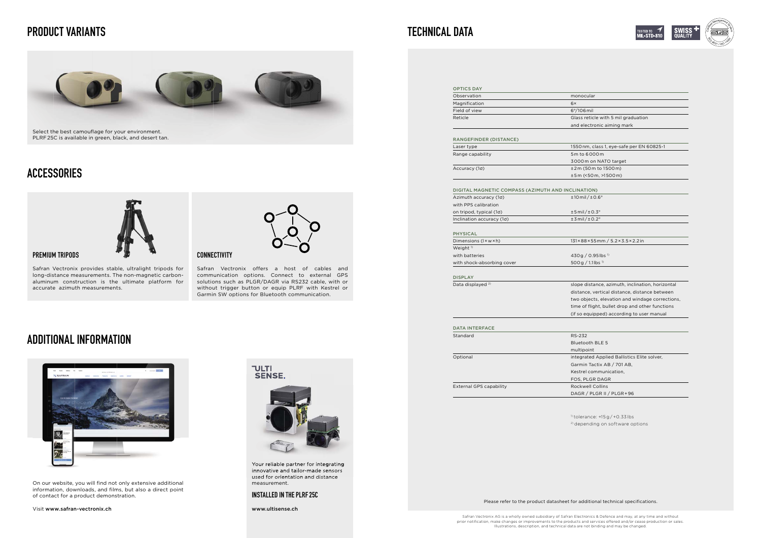# PRODUCT VARIANTS

Select the best camouflage for your environment.
PLRF 25C is available in green, black, and desert tan.

# ACCESSORIES

## PREMIUM TRIPODS

Safran Vectronix provides stable, ultralight tripods for long-distance measurements. The non-magnetic carbon-aluminum construction is the ultimate platform for accurate azimuth measurements.

## CONNECTIVITY

Safran Vectronix offers a host of cables and communication options. Connect to external GPS solutions such as PLGR/DAGR via RS232 cable, with or without trigger button or equip PLRF with Kestrel or Garmin SW options for Bluetooth communication.

# ADDITIONAL INFORMATION

On our website, you will find not only extensive additional information, downloads, and films, but also a direct point of contact for a product demonstration.

Visit **www.safran-vectronix.ch**

ULTI SENSE.

Your reliable partner for integrating innovative and tailor-made sensors used for orientation and distance measurement.

## INSTALLED IN THE PLRF 25C

**www.ultisense.ch**

# TECHNICAL DATA

TESTED TO MIL-STD-810 · SWISS QUALITY

| OPTICS DAY | |
|---|---|
| Observation | monocular |
| Magnification | 6× |
| Field of view | 6°/106 mil |
| Reticle | Glass reticle with 5 mil graduation and electronic aiming mark |

| RANGEFINDER (DISTANCE) | |
|---|---|
| Laser type | 1550 nm, class 1, eye-safe per EN 60825-1 |
| Range capability | 5 m to 6000 m<br>3000 m on NATO target |
| Accuracy (1σ) | ±2 m (50 m to 1500 m)<br>±5 m (<50 m, >1500 m) |

| DIGITAL MAGNETIC COMPASS (AZIMUTH AND INCLINATION) | |
|---|---|
| Azimuth accuracy (1σ) | ±10 mil / ±0.6° |
| with PPS calibration on tripod, typical (1σ) | ±5 mil / ±0.3° |
| Inclination accuracy (1σ) | ±3 mil / ±0.2° |

| PHYSICAL | |
|---|---|
| Dimensions (l × w × h) | 131 × 88 × 55 mm / 5.2 × 3.5 × 2.2 in |
| Weight [1] | |
| with batteries | 430 g / 0.95 lbs [1] |
| with shock-absorbing cover | 500 g / 1.1 lbs [1] |

| DISPLAY | |
|---|---|
| Data displayed [2] | slope distance, azimuth, inclination, horizontal distance, vertical distance, distance between two objects, elevation and windage corrections, time of flight, bullet drop and other functions (if so equipped) according to user manual |

| DATA INTERFACE | |
|---|---|
| Standard | RS-232<br>Bluetooth BLE 5<br>multipoint |
| Optional | integrated Applied Ballistics Elite solver, Garmin Tactix AB / 701 AB, Kestrel communication, FOS, PLGR DAGR |
| External GPS capability | Rockwell Collins DAGR / PLGR II / PLGR+96 |

[1] tolerance: +15 g / +0.33 lbs
[2] depending on software options

Please refer to the product datasheet for additional technical specifications.

Safran Vectronix AG is a wholly owned subsidiary of Safran Electronics & Defence and may, at any time and without prior notification, make changes or improvements to the products and services offered and/or cease production or sales. Illustrations, description, and technical data are not binding and may be changed.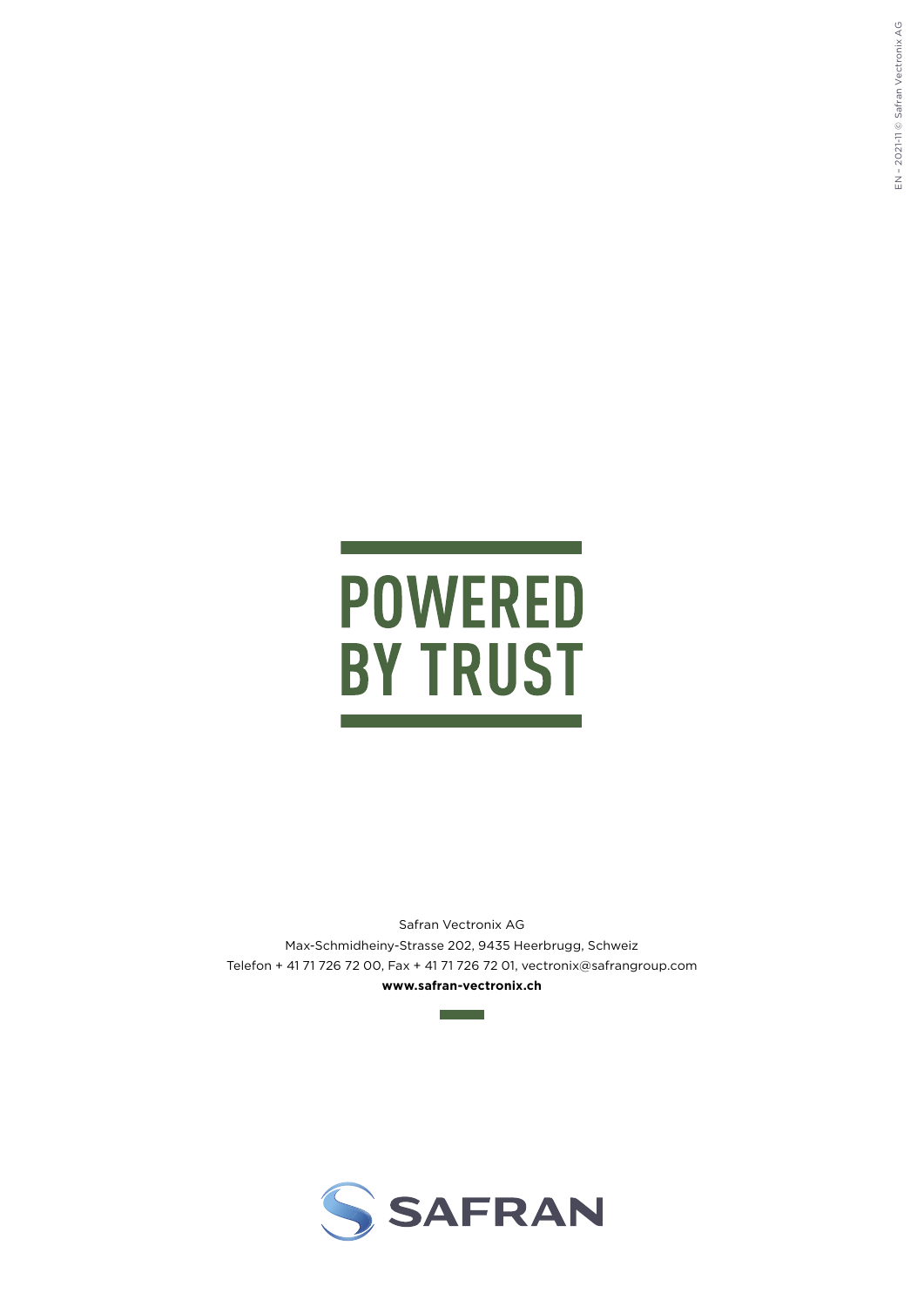# POWERED BY TRUST

Safran Vectronix AG

Max-Schmidheiny-Strasse 202, 9435 Heerbrugg, Schweiz

Telefon + 41 71 726 72 00, Fax + 41 71 726 72 01, vectronix@safrangroup.com

**www.safran-vectronix.ch**

SAFRAN

EN – 2021-11 © Safran Vectronix AG